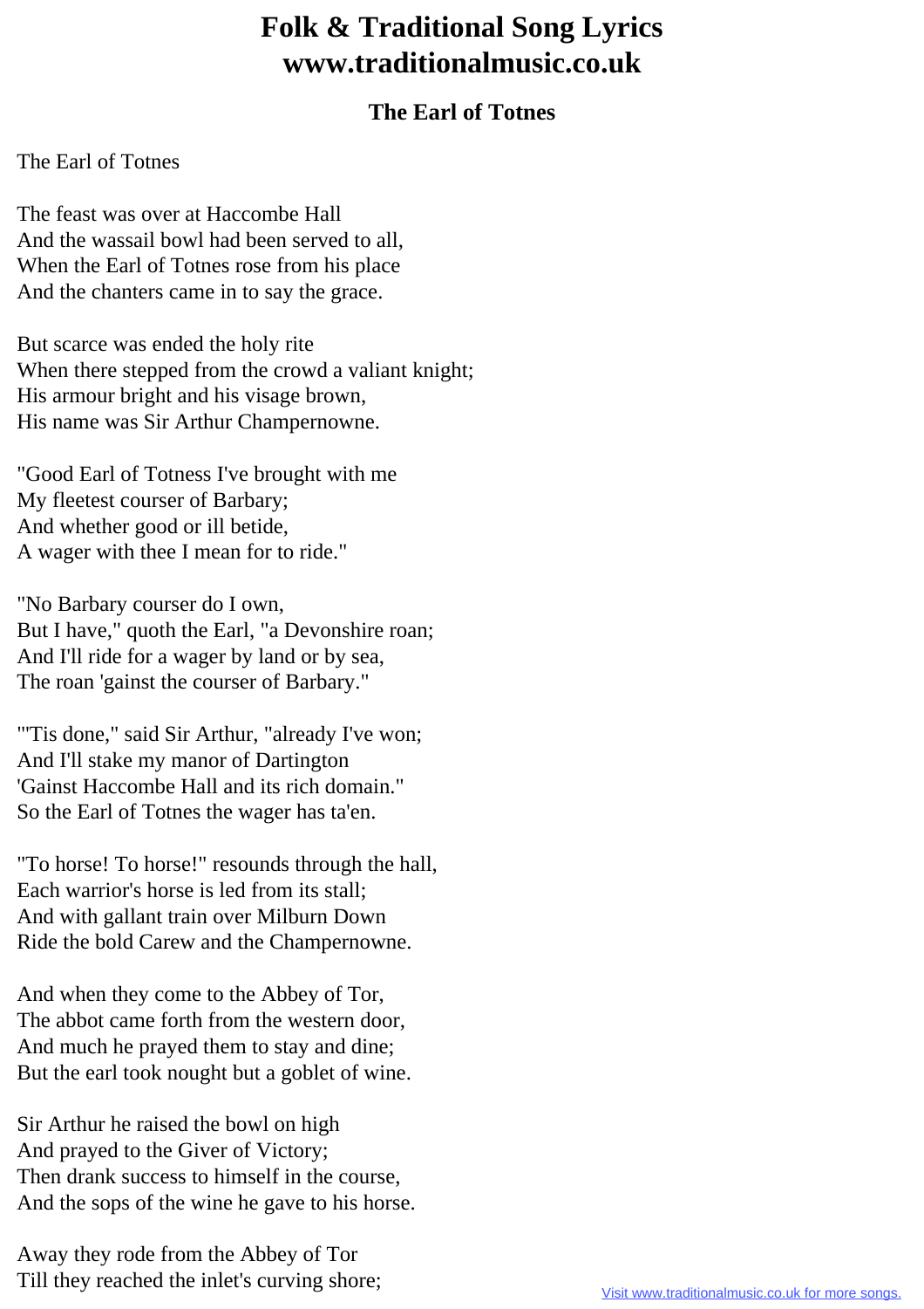# Folk & Traditional Song Lyrics
# www.traditionalmusic.co.uk

### The Earl of Totnes

The Earl of Totnes

The feast was over at Haccombe Hall  
And the wassail bowl had been served to all,  
When the Earl of Totnes rose from his place  
And the chanters came in to say the grace.

But scarce was ended the holy rite  
When there stepped from the crowd a valiant knight;  
His armour bright and his visage brown,  
His name was Sir Arthur Champernowne.

"Good Earl of Totness I've brought with me  
My fleetest courser of Barbary;  
And whether good or ill betide,  
A wager with thee I mean for to ride."

"No Barbary courser do I own,  
But I have," quoth the Earl, "a Devonshire roan;  
And I'll ride for a wager by land or by sea,  
The roan 'gainst the courser of Barbary."

"'Tis done," said Sir Arthur, "already I've won;  
And I'll stake my manor of Dartington  
'Gainst Haccombe Hall and its rich domain."  
So the Earl of Totnes the wager has ta'en.

"To horse! To horse!" resounds through the hall,  
Each warrior's horse is led from its stall;  
And with gallant train over Milburn Down  
Ride the bold Carew and the Champernowne.

And when they come to the Abbey of Tor,  
The abbot came forth from the western door,  
And much he prayed them to stay and dine;  
But the earl took nought but a goblet of wine.

Sir Arthur he raised the bowl on high  
And prayed to the Giver of Victory;  
Then drank success to himself in the course,  
And the sops of the wine he gave to his horse.

Away they rode from the Abbey of Tor  
Till they reached the inlet's curving shore;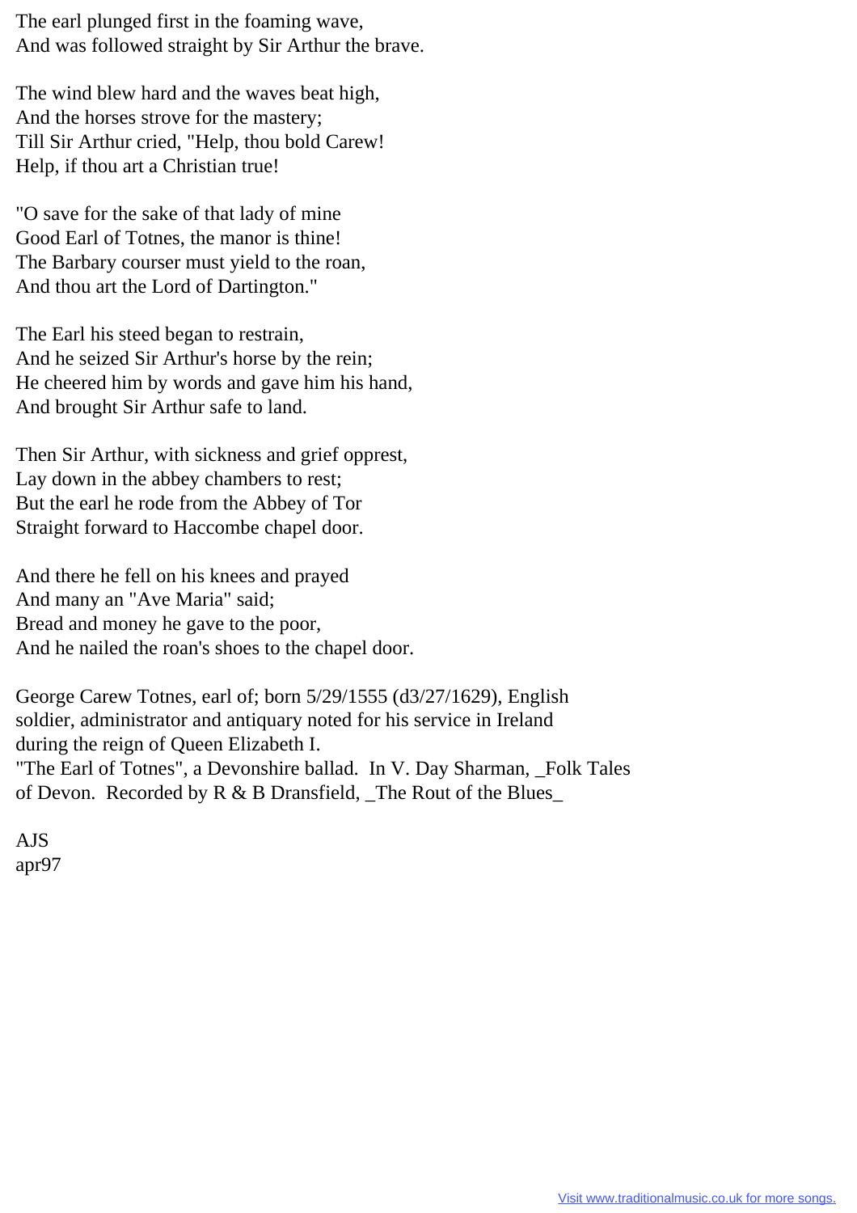The earl plunged first in the foaming wave,
And was followed straight by Sir Arthur the brave.

The wind blew hard and the waves beat high,
And the horses strove for the mastery;
Till Sir Arthur cried, "Help, thou bold Carew!
Help, if thou art a Christian true!

"O save for the sake of that lady of mine
Good Earl of Totnes, the manor is thine!
The Barbary courser must yield to the roan,
And thou art the Lord of Dartington."

The Earl his steed began to restrain,
And he seized Sir Arthur's horse by the rein;
He cheered him by words and gave him his hand,
And brought Sir Arthur safe to land.

Then Sir Arthur, with sickness and grief opprest,
Lay down in the abbey chambers to rest;
But the earl he rode from the Abbey of Tor
Straight forward to Haccombe chapel door.

And there he fell on his knees and prayed
And many an "Ave Maria" said;
Bread and money he gave to the poor,
And he nailed the roan's shoes to the chapel door.

George Carew Totnes, earl of; born 5/29/1555 (d3/27/1629), English
soldier, administrator and antiquary noted for his service in Ireland
during the reign of Queen Elizabeth I.
"The Earl of Totnes", a Devonshire ballad. In V. Day Sharman, _Folk Tales
of Devon. Recorded by R & B Dransfield, _The Rout of the Blues_

AJS
apr97

Visit www.traditionalmusic.co.uk for more songs.